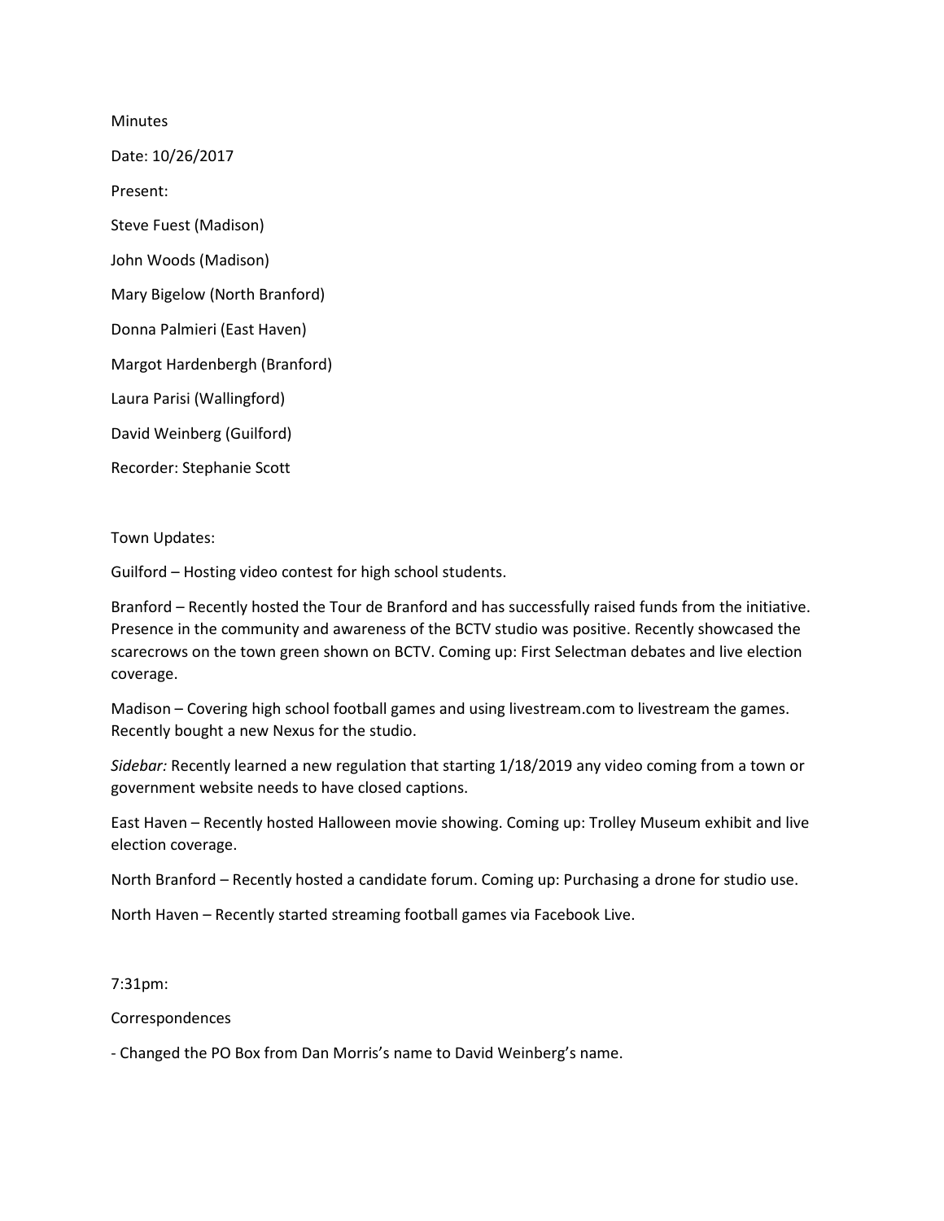Minutes

Date: 10/26/2017

Present:

Steve Fuest (Madison)

John Woods (Madison)

Mary Bigelow (North Branford)

Donna Palmieri (East Haven)

Margot Hardenbergh (Branford)

Laura Parisi (Wallingford)

David Weinberg (Guilford)

Recorder: Stephanie Scott

Town Updates:

Guilford – Hosting video contest for high school students.

Branford – Recently hosted the Tour de Branford and has successfully raised funds from the initiative. Presence in the community and awareness of the BCTV studio was positive. Recently showcased the scarecrows on the town green shown on BCTV. Coming up: First Selectman debates and live election coverage.

Madison – Covering high school football games and using livestream.com to livestream the games. Recently bought a new Nexus for the studio.

*Sidebar:* Recently learned a new regulation that starting 1/18/2019 any video coming from a town or government website needs to have closed captions.

East Haven – Recently hosted Halloween movie showing. Coming up: Trolley Museum exhibit and live election coverage.

North Branford – Recently hosted a candidate forum. Coming up: Purchasing a drone for studio use.

North Haven – Recently started streaming football games via Facebook Live.

7:31pm:

Correspondences

- Changed the PO Box from Dan Morris's name to David Weinberg's name.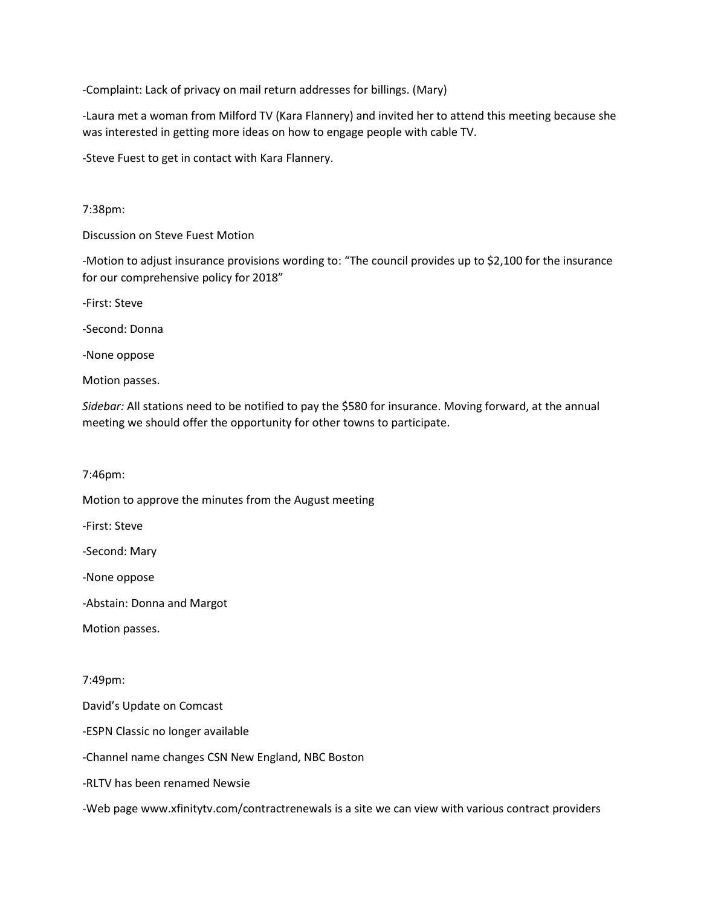-Complaint: Lack of privacy on mail return addresses for billings. (Mary)

-Laura met a woman from Milford TV (Kara Flannery) and invited her to attend this meeting because she was interested in getting more ideas on how to engage people with cable TV.

-Steve Fuest to get in contact with Kara Flannery.

7:38pm:

Discussion on Steve Fuest Motion

-Motion to adjust insurance provisions wording to: "The council provides up to $2,100 for the insurance for our comprehensive policy for 2018"

-First: Steve

-Second: Donna

-None oppose

Motion passes.

*Sidebar:* All stations need to be notified to pay the $580 for insurance. Moving forward, at the annual meeting we should offer the opportunity for other towns to participate.

7:46pm:

Motion to approve the minutes from the August meeting

-First: Steve

-Second: Mary

-None oppose

-Abstain: Donna and Margot

Motion passes.

7:49pm:

David's Update on Comcast

-ESPN Classic no longer available

-Channel name changes CSN New England, NBC Boston

-RLTV has been renamed Newsie

-Web page www.xfinitytv.com/contractrenewals is a site we can view with various contract providers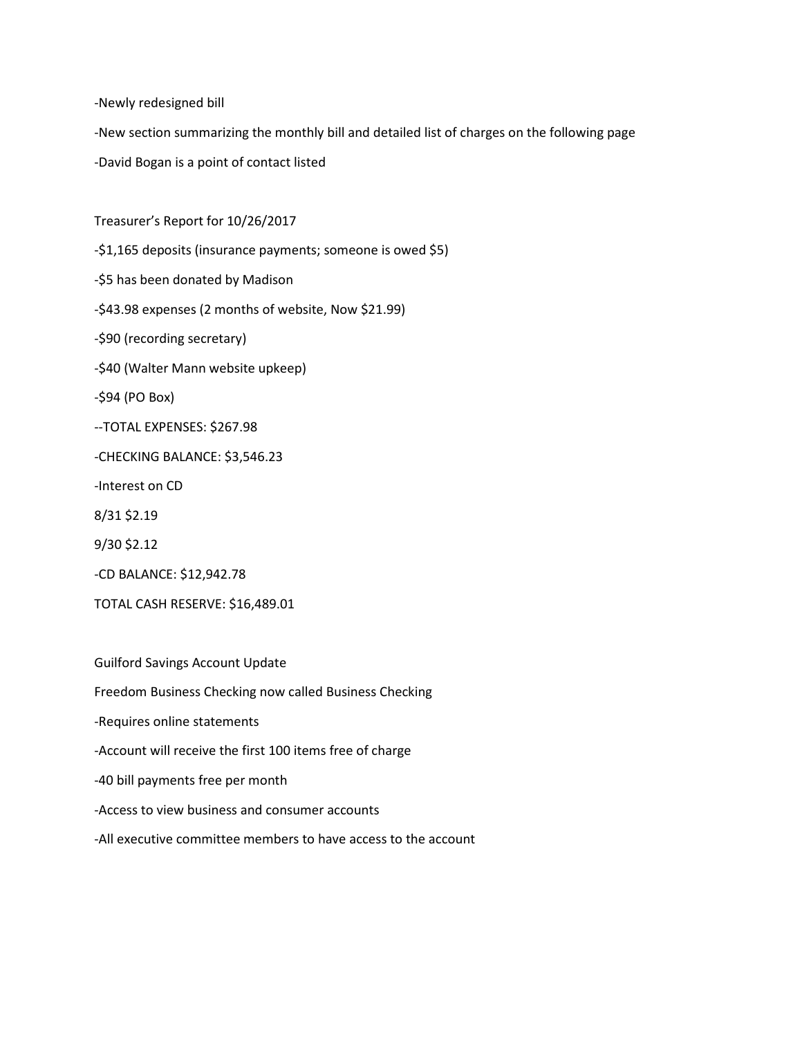-Newly redesigned bill

-New section summarizing the monthly bill and detailed list of charges on the following page

-David Bogan is a point of contact listed

Treasurer's Report for 10/26/2017

-$1,165 deposits (insurance payments; someone is owed $5)

-$5 has been donated by Madison

-$43.98 expenses (2 months of website, Now $21.99)

-$90 (recording secretary)

-$40 (Walter Mann website upkeep)

-$94 (PO Box)

--TOTAL EXPENSES: $267.98

-CHECKING BALANCE: $3,546.23

-Interest on CD

8/31 $2.19

9/30 $2.12

-CD BALANCE: $12,942.78

TOTAL CASH RESERVE: $16,489.01

Guilford Savings Account Update

Freedom Business Checking now called Business Checking

-Requires online statements

-Account will receive the first 100 items free of charge

-40 bill payments free per month

-Access to view business and consumer accounts

-All executive committee members to have access to the account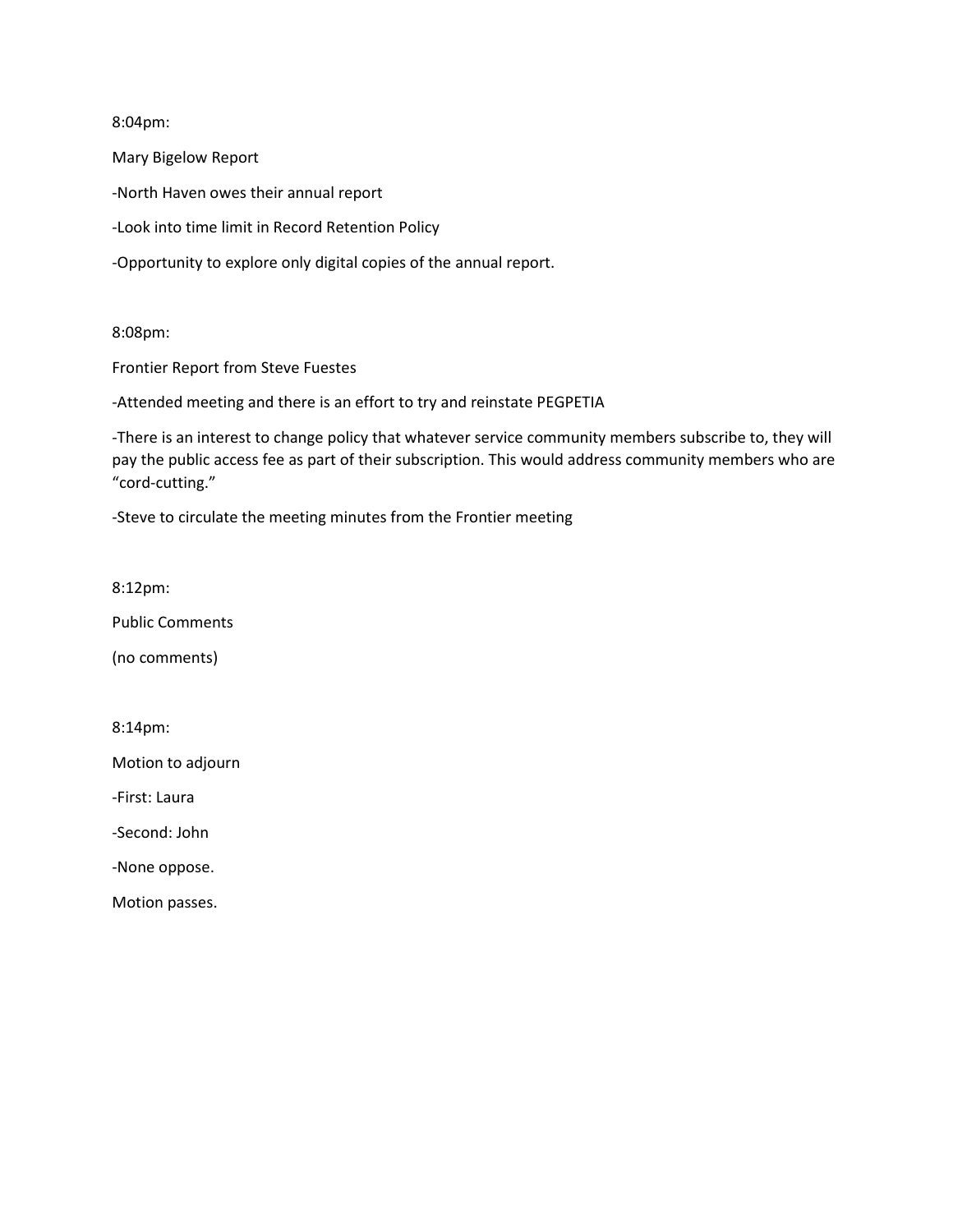8:04pm:

Mary Bigelow Report

-North Haven owes their annual report

-Look into time limit in Record Retention Policy

-Opportunity to explore only digital copies of the annual report.

8:08pm:

Frontier Report from Steve Fuestes

-Attended meeting and there is an effort to try and reinstate PEGPETIA

-There is an interest to change policy that whatever service community members subscribe to, they will pay the public access fee as part of their subscription. This would address community members who are "cord-cutting."

-Steve to circulate the meeting minutes from the Frontier meeting

8:12pm:

Public Comments

(no comments)

8:14pm:

Motion to adjourn

-First: Laura

-Second: John

-None oppose.

Motion passes.